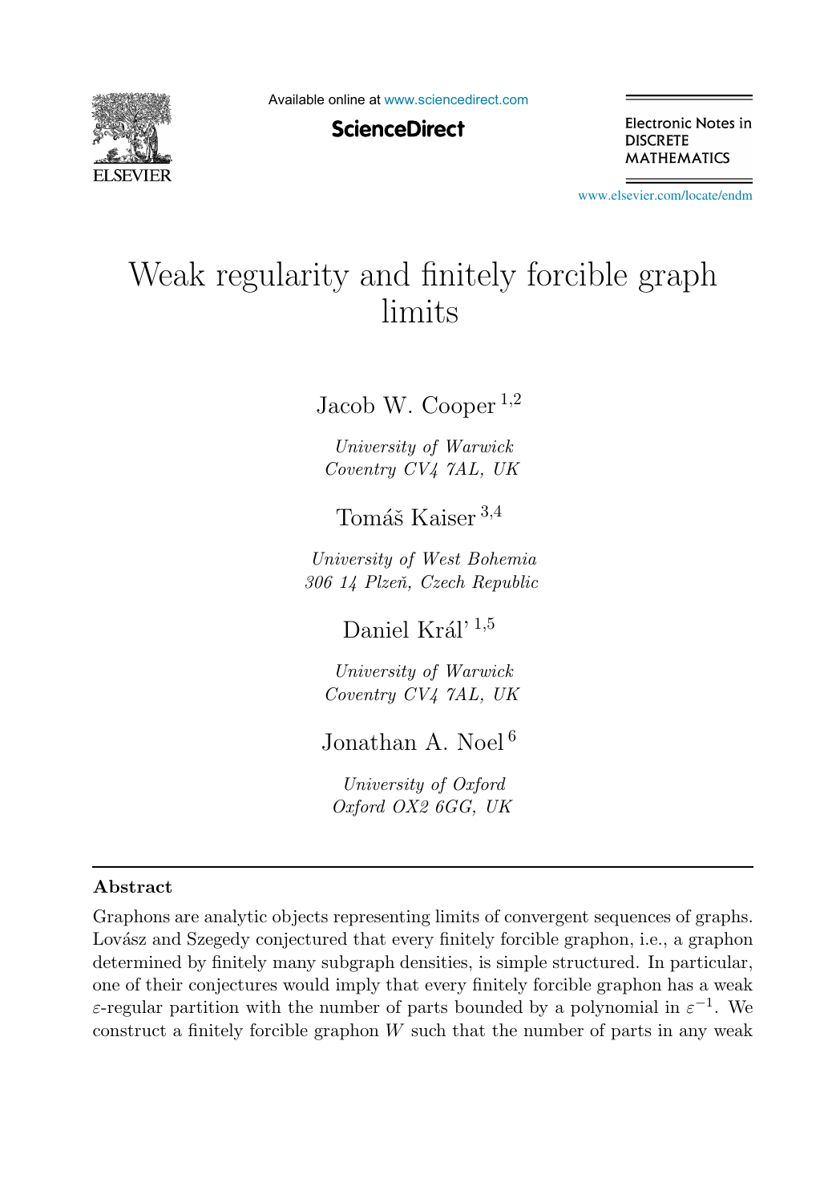# Weak regularity and finitely forcible graph limits

Jacob W. Cooper [1,2]

*University of Warwick*
*Coventry CV4 7AL, UK*

Tomáš Kaiser [3,4]

*University of West Bohemia*
*306 14 Plzeň, Czech Republic*

Daniel Král’ [1,5]

*University of Warwick*
*Coventry CV4 7AL, UK*

Jonathan A. Noel [6]

*University of Oxford*
*Oxford OX2 6GG, UK*

## Abstract

Graphons are analytic objects representing limits of convergent sequences of graphs. Lovász and Szegedy conjectured that every finitely forcible graphon, i.e., a graphon determined by finitely many subgraph densities, is simple structured. In particular, one of their conjectures would imply that every finitely forcible graphon has a weak $\varepsilon$-regular partition with the number of parts bounded by a polynomial in $\varepsilon^{-1}$. We construct a finitely forcible graphon $W$ such that the number of parts in any weak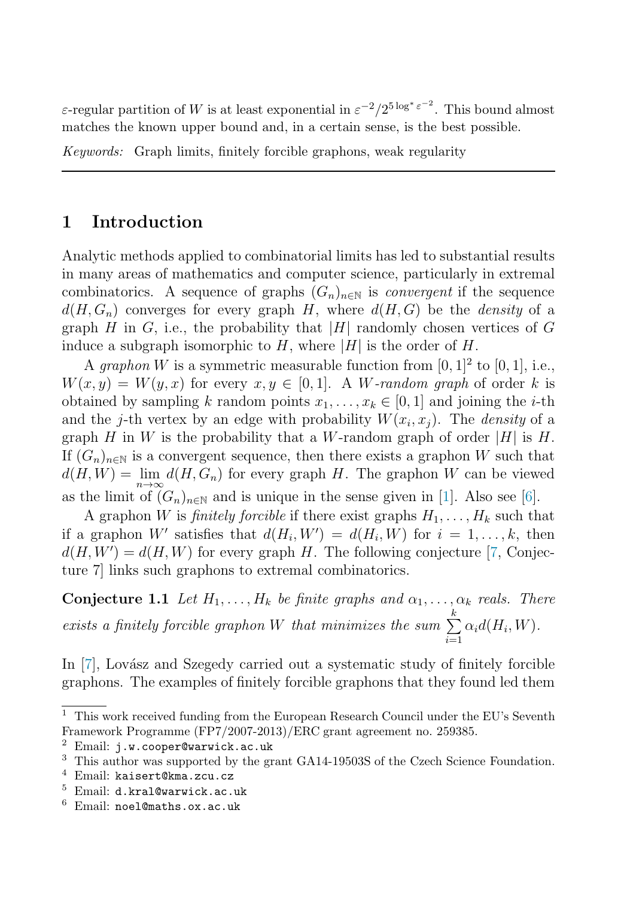$\varepsilon$-regular partition of $W$ is at least exponential in $\varepsilon^{-2}/2^{5\log^* \varepsilon^{-2}}$. This bound almost matches the known upper bound and, in a certain sense, is the best possible.

*Keywords:* Graph limits, finitely forcible graphons, weak regularity

## 1 Introduction

Analytic methods applied to combinatorial limits has led to substantial results in many areas of mathematics and computer science, particularly in extremal combinatorics. A sequence of graphs $(G_n)_{n\in\mathbb{N}}$ is *convergent* if the sequence $d(H, G_n)$ converges for every graph $H$, where $d(H, G)$ be the *density* of a graph $H$ in $G$, i.e., the probability that $|H|$ randomly chosen vertices of $G$ induce a subgraph isomorphic to $H$, where $|H|$ is the order of $H$.

A *graphon* $W$ is a symmetric measurable function from $[0, 1]^2$ to $[0, 1]$, i.e., $W(x, y) = W(y, x)$ for every $x, y \in [0, 1]$. A *$W$-random graph* of order $k$ is obtained by sampling $k$ random points $x_1, \ldots, x_k \in [0, 1]$ and joining the $i$-th and the $j$-th vertex by an edge with probability $W(x_i, x_j)$. The *density* of a graph $H$ in $W$ is the probability that a $W$-random graph of order $|H|$ is $H$. If $(G_n)_{n\in\mathbb{N}}$ is a convergent sequence, then there exists a graphon $W$ such that $d(H, W) = \lim_{n\to\infty} d(H, G_n)$ for every graph $H$. The graphon $W$ can be viewed as the limit of $(G_n)_{n\in\mathbb{N}}$ and is unique in the sense given in [1]. Also see [6].

A graphon $W$ is *finitely forcible* if there exist graphs $H_1, \ldots, H_k$ such that if a graphon $W'$ satisfies that $d(H_i, W') = d(H_i, W)$ for $i = 1, \ldots, k$, then $d(H, W') = d(H, W)$ for every graph $H$. The following conjecture [7, Conjecture 7] links such graphons to extremal combinatorics.

**Conjecture 1.1** *Let $H_1, \ldots, H_k$ be finite graphs and $\alpha_1, \ldots, \alpha_k$ reals. There exists a finitely forcible graphon $W$ that minimizes the sum $\sum_{i=1}^{k} \alpha_i d(H_i, W)$.*

In [7], Lovász and Szegedy carried out a systematic study of finitely forcible graphons. The examples of finitely forcible graphons that they found led them

---

[1] This work received funding from the European Research Council under the EU's Seventh Framework Programme (FP7/2007-2013)/ERC grant agreement no. 259385.

[2] Email: j.w.cooper@warwick.ac.uk

[3] This author was supported by the grant GA14-19503S of the Czech Science Foundation.

[4] Email: kaisert@kma.zcu.cz

[5] Email: d.kral@warwick.ac.uk

[6] Email: noel@maths.ox.ac.uk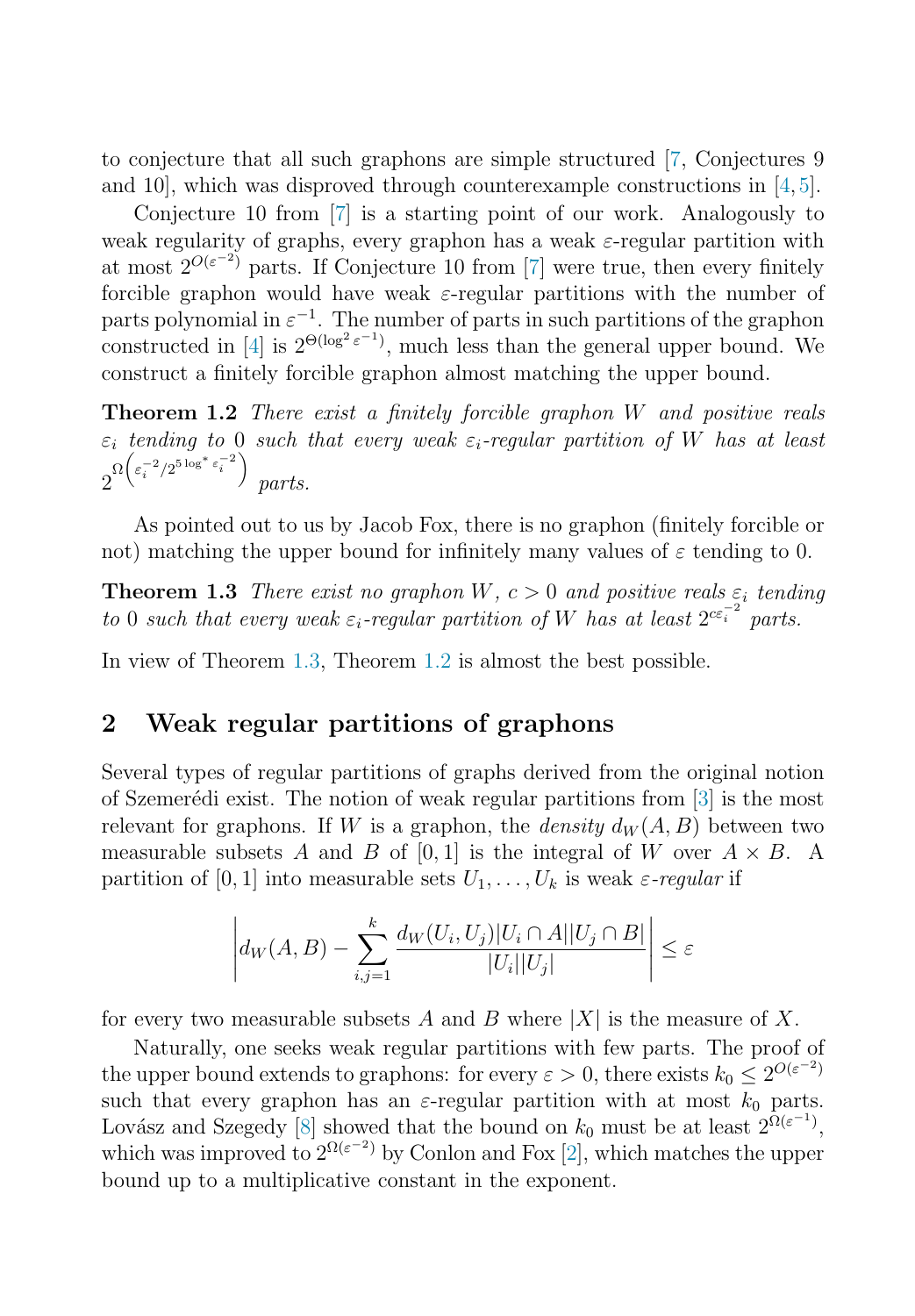to conjecture that all such graphons are simple structured [7, Conjectures 9 and 10], which was disproved through counterexample constructions in [4,5].

Conjecture 10 from [7] is a starting point of our work. Analogously to weak regularity of graphs, every graphon has a weak $\varepsilon$-regular partition with at most $2^{O(\varepsilon^{-2})}$ parts. If Conjecture 10 from [7] were true, then every finitely forcible graphon would have weak $\varepsilon$-regular partitions with the number of parts polynomial in $\varepsilon^{-1}$. The number of parts in such partitions of the graphon constructed in [4] is $2^{\Theta(\log^2 \varepsilon^{-1})}$, much less than the general upper bound. We construct a finitely forcible graphon almost matching the upper bound.

**Theorem 1.2** *There exist a finitely forcible graphon $W$ and positive reals $\varepsilon_i$ tending to 0 such that every weak $\varepsilon_i$-regular partition of $W$ has at least $2^{\Omega\left(\varepsilon_i^{-2}/2^{5\log^* \varepsilon_i^{-2}}\right)}$ parts.*

As pointed out to us by Jacob Fox, there is no graphon (finitely forcible or not) matching the upper bound for infinitely many values of $\varepsilon$ tending to 0.

**Theorem 1.3** *There exist no graphon $W$, $c > 0$ and positive reals $\varepsilon_i$ tending to 0 such that every weak $\varepsilon_i$-regular partition of $W$ has at least $2^{c\varepsilon_i^{-2}}$ parts.*

In view of Theorem 1.3, Theorem 1.2 is almost the best possible.

## 2 Weak regular partitions of graphons

Several types of regular partitions of graphs derived from the original notion of Szemerédi exist. The notion of weak regular partitions from [3] is the most relevant for graphons. If $W$ is a graphon, the *density* $d_W(A,B)$ between two measurable subsets $A$ and $B$ of $[0,1]$ is the integral of $W$ over $A \times B$. A partition of $[0,1]$ into measurable sets $U_1,\ldots,U_k$ is weak $\varepsilon$*-regular* if

$$\left| d_W(A,B) - \sum_{i,j=1}^{k} \frac{d_W(U_i,U_j)|U_i \cap A||U_j \cap B|}{|U_i||U_j|} \right| \le \varepsilon$$

for every two measurable subsets $A$ and $B$ where $|X|$ is the measure of $X$.

Naturally, one seeks weak regular partitions with few parts. The proof of the upper bound extends to graphons: for every $\varepsilon > 0$, there exists $k_0 \le 2^{O(\varepsilon^{-2})}$ such that every graphon has an $\varepsilon$-regular partition with at most $k_0$ parts. Lovász and Szegedy [8] showed that the bound on $k_0$ must be at least $2^{\Omega(\varepsilon^{-1})}$, which was improved to $2^{\Omega(\varepsilon^{-2})}$ by Conlon and Fox [2], which matches the upper bound up to a multiplicative constant in the exponent.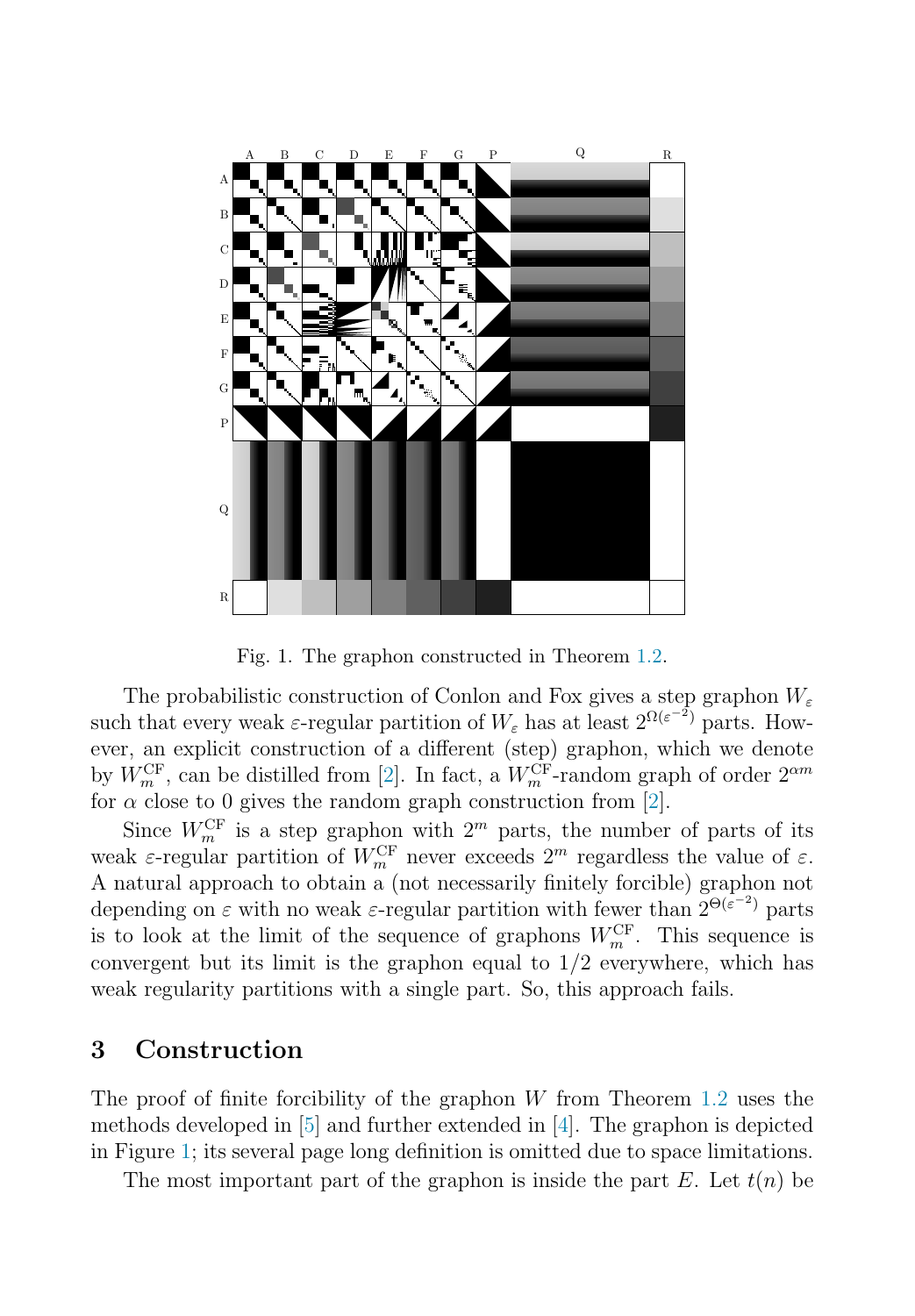Fig. 1. The graphon constructed in Theorem 1.2.

The probabilistic construction of Conlon and Fox gives a step graphon $W_\varepsilon$ such that every weak $\varepsilon$-regular partition of $W_\varepsilon$ has at least $2^{\Omega(\varepsilon^{-2})}$ parts. However, an explicit construction of a different (step) graphon, which we denote by $W_m^{\mathrm{CF}}$, can be distilled from [2]. In fact, a $W_m^{\mathrm{CF}}$-random graph of order $2^{\alpha m}$ for $\alpha$ close to 0 gives the random graph construction from [2].

Since $W_m^{\mathrm{CF}}$ is a step graphon with $2^m$ parts, the number of parts of its weak $\varepsilon$-regular partition of $W_m^{\mathrm{CF}}$ never exceeds $2^m$ regardless the value of $\varepsilon$. A natural approach to obtain a (not necessarily finitely forcible) graphon not depending on $\varepsilon$ with no weak $\varepsilon$-regular partition with fewer than $2^{\Theta(\varepsilon^{-2})}$ parts is to look at the limit of the sequence of graphons $W_m^{\mathrm{CF}}$. This sequence is convergent but its limit is the graphon equal to $1/2$ everywhere, which has weak regularity partitions with a single part. So, this approach fails.

## 3 Construction

The proof of finite forcibility of the graphon $W$ from Theorem 1.2 uses the methods developed in [5] and further extended in [4]. The graphon is depicted in Figure 1; its several page long definition is omitted due to space limitations.

The most important part of the graphon is inside the part $E$. Let $t(n)$ be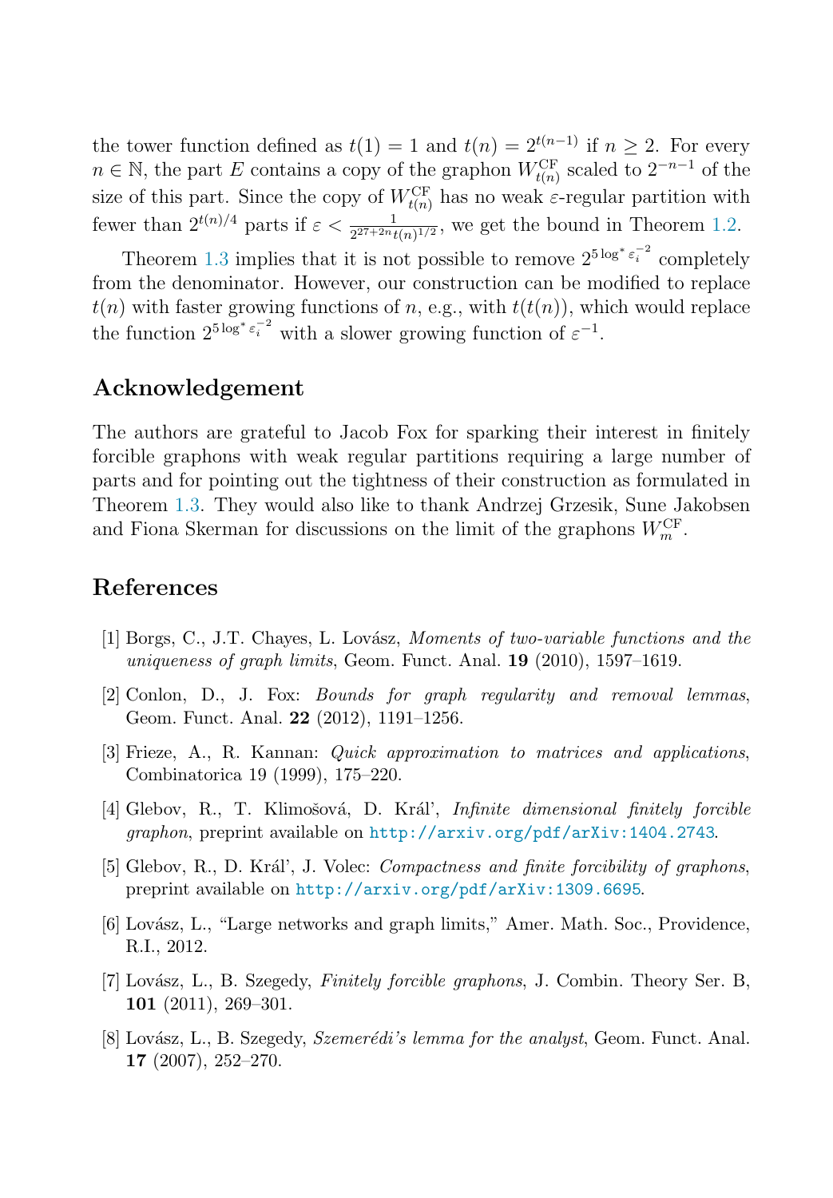the tower function defined as $t(1) = 1$ and $t(n) = 2^{t(n-1)}$ if $n \geq 2$. For every $n \in \mathbb{N}$, the part $E$ contains a copy of the graphon $W^{\mathrm{CF}}_{t(n)}$ scaled to $2^{-n-1}$ of the size of this part. Since the copy of $W^{\mathrm{CF}}_{t(n)}$ has no weak $\varepsilon$-regular partition with fewer than $2^{t(n)/4}$ parts if $\varepsilon < \frac{1}{2^{27+2n}t(n)^{1/2}}$, we get the bound in Theorem 1.2.

Theorem 1.3 implies that it is not possible to remove $2^{5\log^* \varepsilon_i^{-2}}$ completely from the denominator. However, our construction can be modified to replace $t(n)$ with faster growing functions of $n$, e.g., with $t(t(n))$, which would replace the function $2^{5\log^* \varepsilon_i^{-2}}$ with a slower growing function of $\varepsilon^{-1}$.

## Acknowledgement

The authors are grateful to Jacob Fox for sparking their interest in finitely forcible graphons with weak regular partitions requiring a large number of parts and for pointing out the tightness of their construction as formulated in Theorem 1.3. They would also like to thank Andrzej Grzesik, Sune Jakobsen and Fiona Skerman for discussions on the limit of the graphons $W^{\mathrm{CF}}_m$.

## References

[1] Borgs, C., J.T. Chayes, L. Lovász, *Moments of two-variable functions and the uniqueness of graph limits*, Geom. Funct. Anal. **19** (2010), 1597–1619.

[2] Conlon, D., J. Fox: *Bounds for graph regularity and removal lemmas*, Geom. Funct. Anal. **22** (2012), 1191–1256.

[3] Frieze, A., R. Kannan: *Quick approximation to matrices and applications*, Combinatorica 19 (1999), 175–220.

[4] Glebov, R., T. Klimošová, D. Král', *Infinite dimensional finitely forcible graphon*, preprint available on http://arxiv.org/pdf/arXiv:1404.2743.

[5] Glebov, R., D. Král', J. Volec: *Compactness and finite forcibility of graphons*, preprint available on http://arxiv.org/pdf/arXiv:1309.6695.

[6] Lovász, L., "Large networks and graph limits," Amer. Math. Soc., Providence, R.I., 2012.

[7] Lovász, L., B. Szegedy, *Finitely forcible graphons*, J. Combin. Theory Ser. B, **101** (2011), 269–301.

[8] Lovász, L., B. Szegedy, *Szemerédi's lemma for the analyst*, Geom. Funct. Anal. **17** (2007), 252–270.